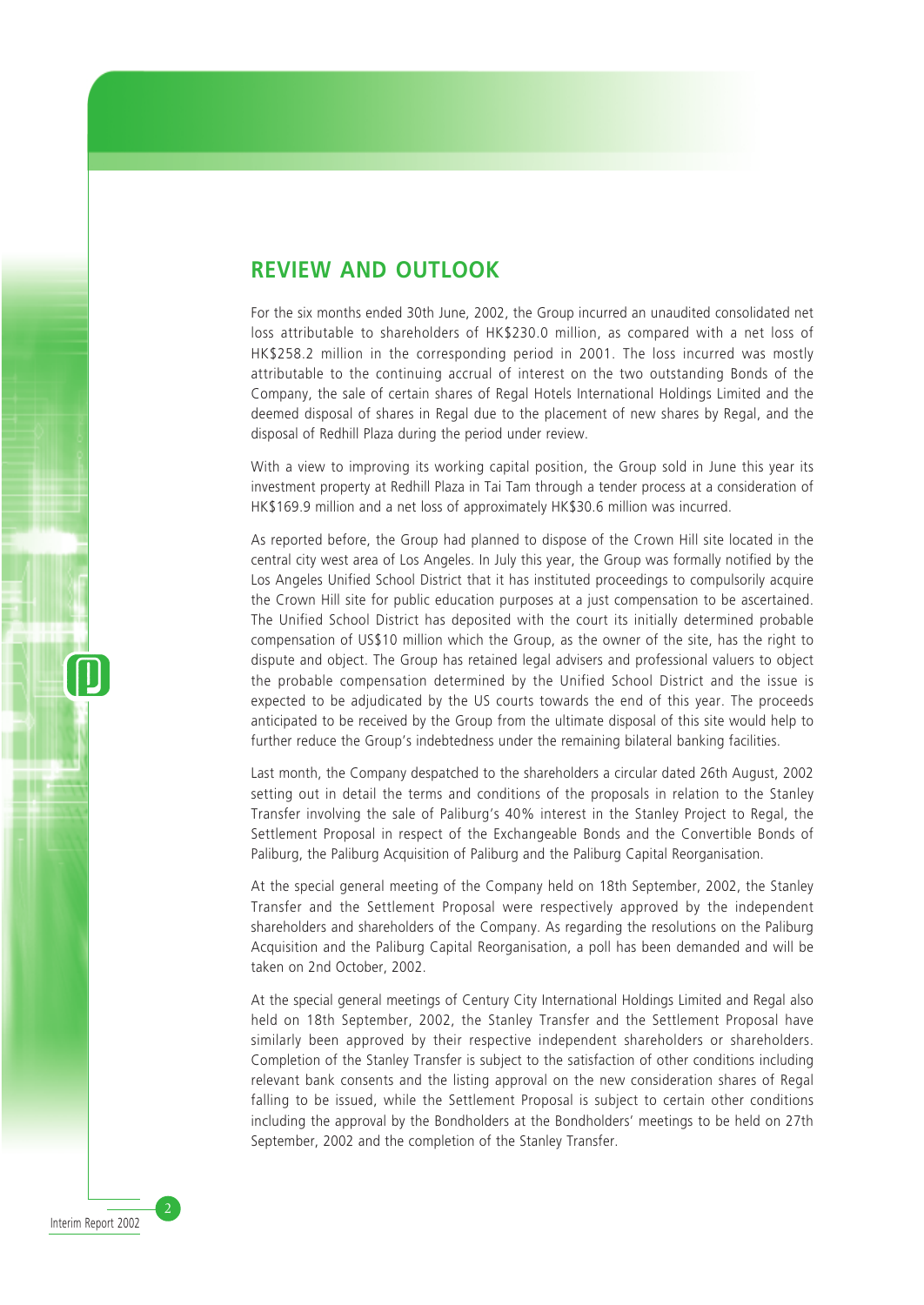## REVIEW AND OUTLOOK

For the six months ended 30th June, 2002, the Group incurred an unaudited consolidated net loss attributable to shareholders of HK$230.0 million, as compared with a net loss of HK$258.2 million in the corresponding period in 2001. The loss incurred was mostly attributable to the continuing accrual of interest on the two outstanding Bonds of the Company, the sale of certain shares of Regal Hotels International Holdings Limited and the deemed disposal of shares in Regal due to the placement of new shares by Regal, and the disposal of Redhill Plaza during the period under review.

With a view to improving its working capital position, the Group sold in June this year its investment property at Redhill Plaza in Tai Tam through a tender process at a consideration of HK$169.9 million and a net loss of approximately HK$30.6 million was incurred.

As reported before, the Group had planned to dispose of the Crown Hill site located in the central city west area of Los Angeles. In July this year, the Group was formally notified by the Los Angeles Unified School District that it has instituted proceedings to compulsorily acquire the Crown Hill site for public education purposes at a just compensation to be ascertained. The Unified School District has deposited with the court its initially determined probable compensation of US$10 million which the Group, as the owner of the site, has the right to dispute and object. The Group has retained legal advisers and professional valuers to object the probable compensation determined by the Unified School District and the issue is expected to be adjudicated by the US courts towards the end of this year. The proceeds anticipated to be received by the Group from the ultimate disposal of this site would help to further reduce the Group's indebtedness under the remaining bilateral banking facilities.

Last month, the Company despatched to the shareholders a circular dated 26th August, 2002 setting out in detail the terms and conditions of the proposals in relation to the Stanley Transfer involving the sale of Paliburg's 40% interest in the Stanley Project to Regal, the Settlement Proposal in respect of the Exchangeable Bonds and the Convertible Bonds of Paliburg, the Paliburg Acquisition of Paliburg and the Paliburg Capital Reorganisation.

At the special general meeting of the Company held on 18th September, 2002, the Stanley Transfer and the Settlement Proposal were respectively approved by the independent shareholders and shareholders of the Company. As regarding the resolutions on the Paliburg Acquisition and the Paliburg Capital Reorganisation, a poll has been demanded and will be taken on 2nd October, 2002.

At the special general meetings of Century City International Holdings Limited and Regal also held on 18th September, 2002, the Stanley Transfer and the Settlement Proposal have similarly been approved by their respective independent shareholders or shareholders. Completion of the Stanley Transfer is subject to the satisfaction of other conditions including relevant bank consents and the listing approval on the new consideration shares of Regal falling to be issued, while the Settlement Proposal is subject to certain other conditions including the approval by the Bondholders at the Bondholders' meetings to be held on 27th September, 2002 and the completion of the Stanley Transfer.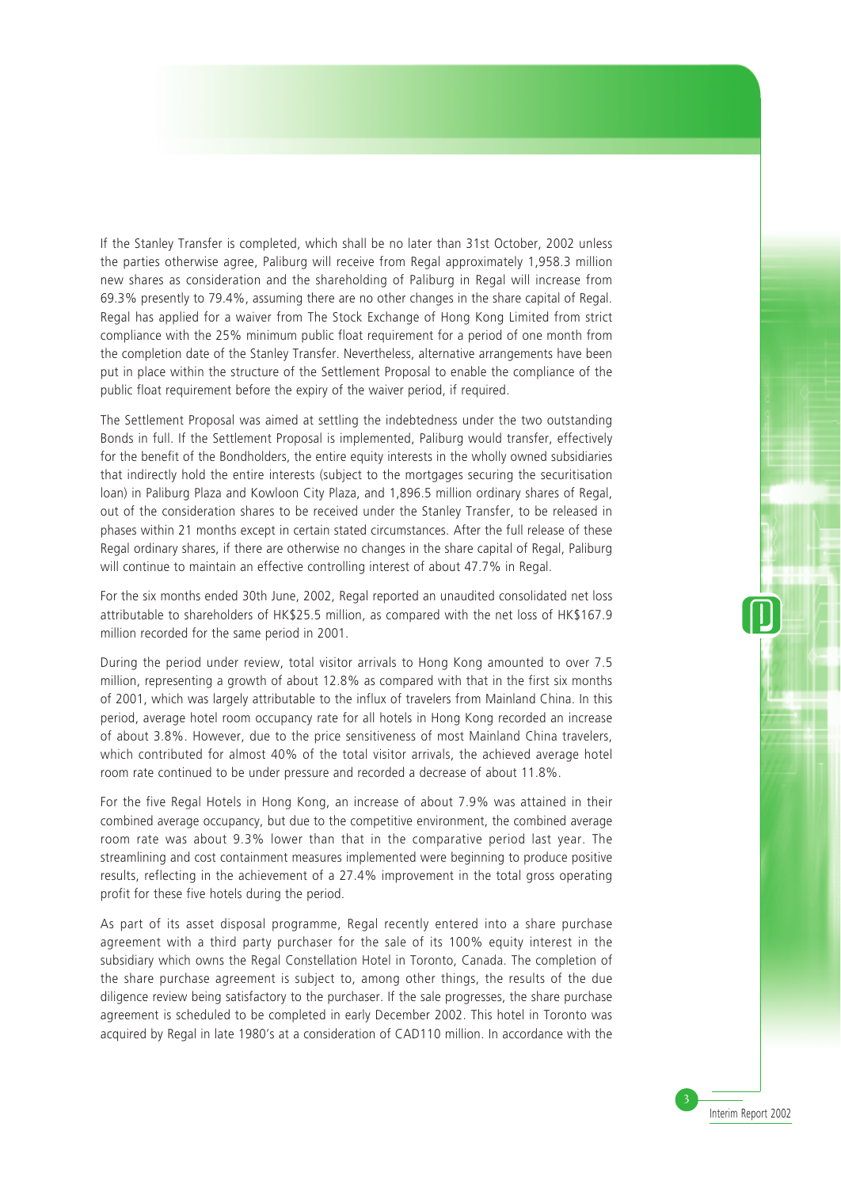If the Stanley Transfer is completed, which shall be no later than 31st October, 2002 unless the parties otherwise agree, Paliburg will receive from Regal approximately 1,958.3 million new shares as consideration and the shareholding of Paliburg in Regal will increase from 69.3% presently to 79.4%, assuming there are no other changes in the share capital of Regal. Regal has applied for a waiver from The Stock Exchange of Hong Kong Limited from strict compliance with the 25% minimum public float requirement for a period of one month from the completion date of the Stanley Transfer. Nevertheless, alternative arrangements have been put in place within the structure of the Settlement Proposal to enable the compliance of the public float requirement before the expiry of the waiver period, if required.

The Settlement Proposal was aimed at settling the indebtedness under the two outstanding Bonds in full. If the Settlement Proposal is implemented, Paliburg would transfer, effectively for the benefit of the Bondholders, the entire equity interests in the wholly owned subsidiaries that indirectly hold the entire interests (subject to the mortgages securing the securitisation loan) in Paliburg Plaza and Kowloon City Plaza, and 1,896.5 million ordinary shares of Regal, out of the consideration shares to be received under the Stanley Transfer, to be released in phases within 21 months except in certain stated circumstances. After the full release of these Regal ordinary shares, if there are otherwise no changes in the share capital of Regal, Paliburg will continue to maintain an effective controlling interest of about 47.7% in Regal.

For the six months ended 30th June, 2002, Regal reported an unaudited consolidated net loss attributable to shareholders of HK$25.5 million, as compared with the net loss of HK$167.9 million recorded for the same period in 2001.

During the period under review, total visitor arrivals to Hong Kong amounted to over 7.5 million, representing a growth of about 12.8% as compared with that in the first six months of 2001, which was largely attributable to the influx of travelers from Mainland China. In this period, average hotel room occupancy rate for all hotels in Hong Kong recorded an increase of about 3.8%. However, due to the price sensitiveness of most Mainland China travelers, which contributed for almost 40% of the total visitor arrivals, the achieved average hotel room rate continued to be under pressure and recorded a decrease of about 11.8%.

For the five Regal Hotels in Hong Kong, an increase of about 7.9% was attained in their combined average occupancy, but due to the competitive environment, the combined average room rate was about 9.3% lower than that in the comparative period last year. The streamlining and cost containment measures implemented were beginning to produce positive results, reflecting in the achievement of a 27.4% improvement in the total gross operating profit for these five hotels during the period.

As part of its asset disposal programme, Regal recently entered into a share purchase agreement with a third party purchaser for the sale of its 100% equity interest in the subsidiary which owns the Regal Constellation Hotel in Toronto, Canada. The completion of the share purchase agreement is subject to, among other things, the results of the due diligence review being satisfactory to the purchaser. If the sale progresses, the share purchase agreement is scheduled to be completed in early December 2002. This hotel in Toronto was acquired by Regal in late 1980's at a consideration of CAD110 million. In accordance with the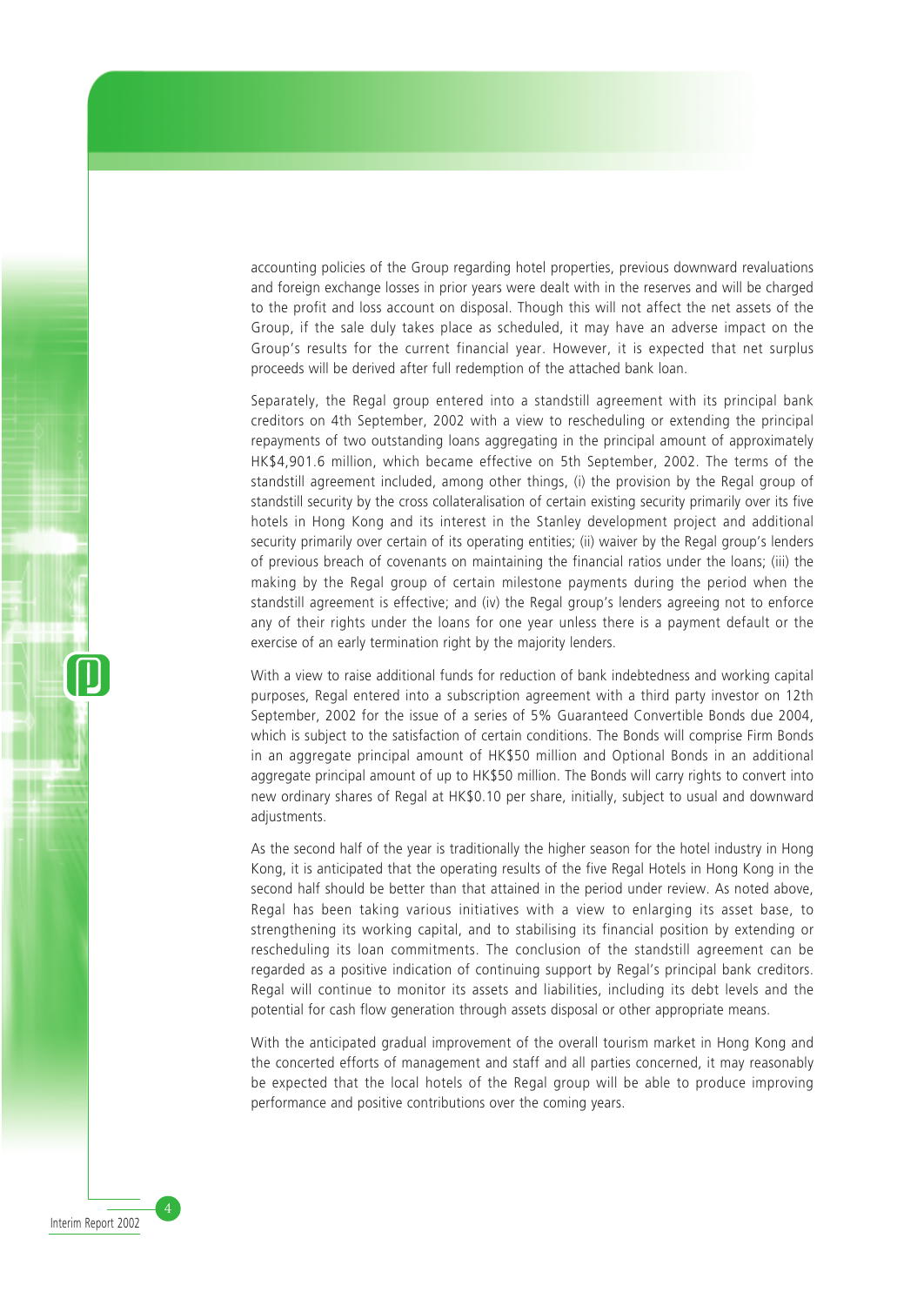accounting policies of the Group regarding hotel properties, previous downward revaluations and foreign exchange losses in prior years were dealt with in the reserves and will be charged to the profit and loss account on disposal. Though this will not affect the net assets of the Group, if the sale duly takes place as scheduled, it may have an adverse impact on the Group's results for the current financial year. However, it is expected that net surplus proceeds will be derived after full redemption of the attached bank loan.

Separately, the Regal group entered into a standstill agreement with its principal bank creditors on 4th September, 2002 with a view to rescheduling or extending the principal repayments of two outstanding loans aggregating in the principal amount of approximately HK$4,901.6 million, which became effective on 5th September, 2002. The terms of the standstill agreement included, among other things, (i) the provision by the Regal group of standstill security by the cross collateralisation of certain existing security primarily over its five hotels in Hong Kong and its interest in the Stanley development project and additional security primarily over certain of its operating entities; (ii) waiver by the Regal group's lenders of previous breach of covenants on maintaining the financial ratios under the loans; (iii) the making by the Regal group of certain milestone payments during the period when the standstill agreement is effective; and (iv) the Regal group's lenders agreeing not to enforce any of their rights under the loans for one year unless there is a payment default or the exercise of an early termination right by the majority lenders.

With a view to raise additional funds for reduction of bank indebtedness and working capital purposes, Regal entered into a subscription agreement with a third party investor on 12th September, 2002 for the issue of a series of 5% Guaranteed Convertible Bonds due 2004, which is subject to the satisfaction of certain conditions. The Bonds will comprise Firm Bonds in an aggregate principal amount of HK$50 million and Optional Bonds in an additional aggregate principal amount of up to HK$50 million. The Bonds will carry rights to convert into new ordinary shares of Regal at HK$0.10 per share, initially, subject to usual and downward adjustments.

As the second half of the year is traditionally the higher season for the hotel industry in Hong Kong, it is anticipated that the operating results of the five Regal Hotels in Hong Kong in the second half should be better than that attained in the period under review. As noted above, Regal has been taking various initiatives with a view to enlarging its asset base, to strengthening its working capital, and to stabilising its financial position by extending or rescheduling its loan commitments. The conclusion of the standstill agreement can be regarded as a positive indication of continuing support by Regal's principal bank creditors. Regal will continue to monitor its assets and liabilities, including its debt levels and the potential for cash flow generation through assets disposal or other appropriate means.

With the anticipated gradual improvement of the overall tourism market in Hong Kong and the concerted efforts of management and staff and all parties concerned, it may reasonably be expected that the local hotels of the Regal group will be able to produce improving performance and positive contributions over the coming years.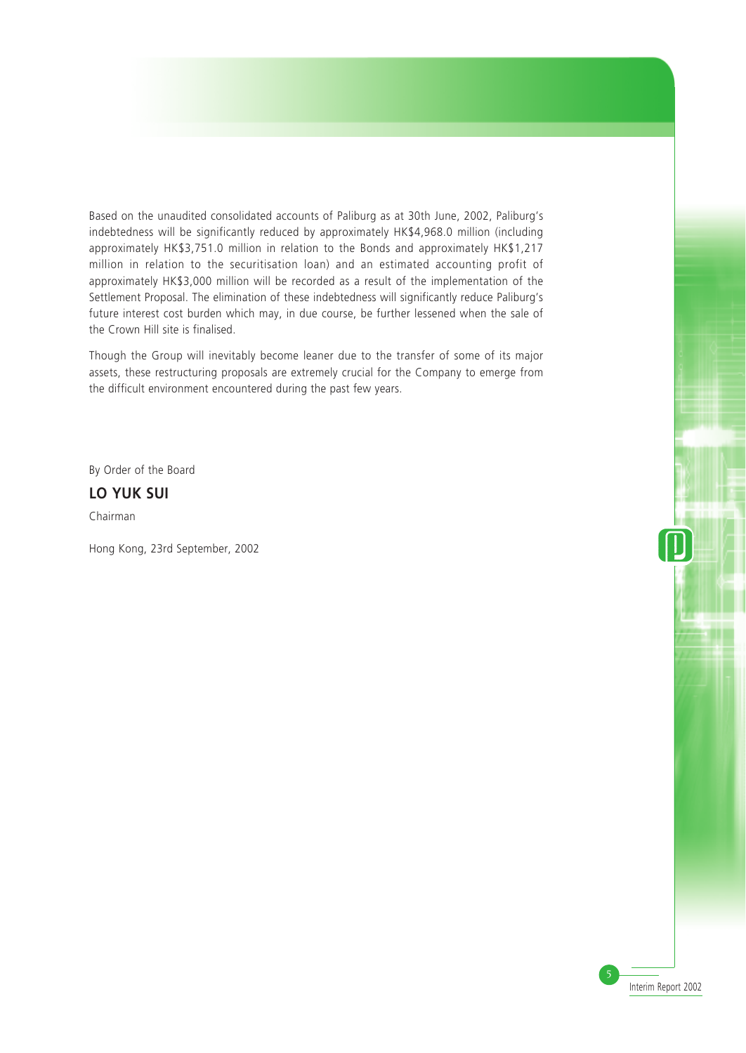Based on the unaudited consolidated accounts of Paliburg as at 30th June, 2002, Paliburg's indebtedness will be significantly reduced by approximately HK$4,968.0 million (including approximately HK$3,751.0 million in relation to the Bonds and approximately HK$1,217 million in relation to the securitisation loan) and an estimated accounting profit of approximately HK$3,000 million will be recorded as a result of the implementation of the Settlement Proposal. The elimination of these indebtedness will significantly reduce Paliburg's future interest cost burden which may, in due course, be further lessened when the sale of the Crown Hill site is finalised.

Though the Group will inevitably become leaner due to the transfer of some of its major assets, these restructuring proposals are extremely crucial for the Company to emerge from the difficult environment encountered during the past few years.

By Order of the Board

**LO YUK SUI**

Chairman

Hong Kong, 23rd September, 2002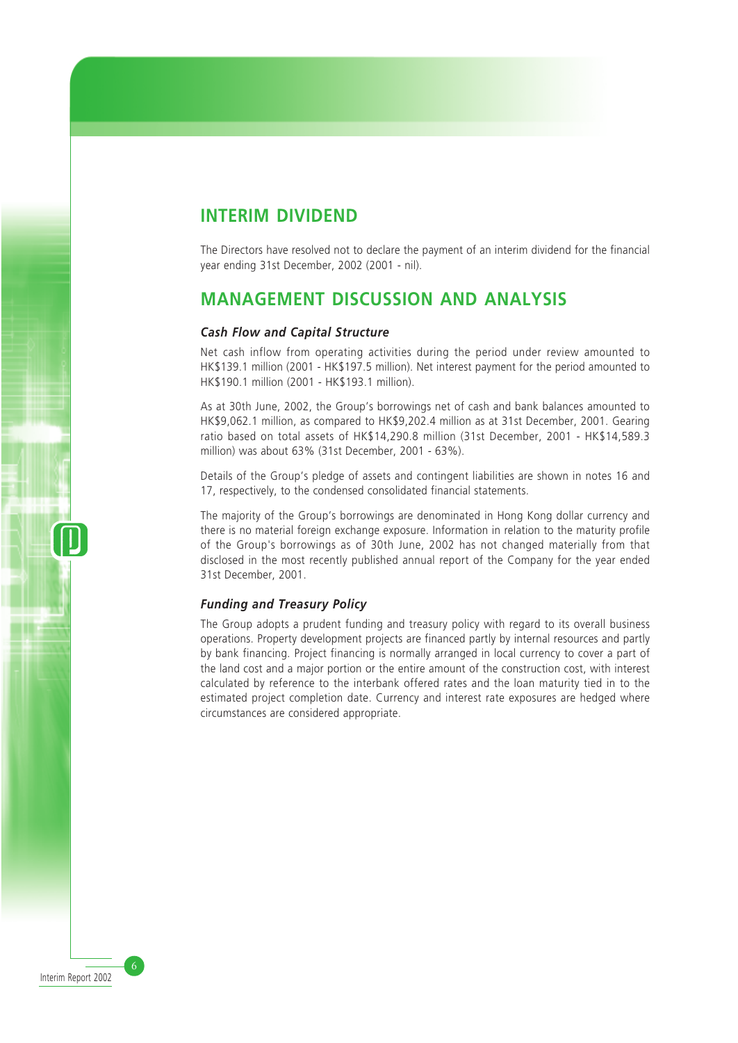## INTERIM DIVIDEND

The Directors have resolved not to declare the payment of an interim dividend for the financial year ending 31st December, 2002 (2001 - nil).

## MANAGEMENT DISCUSSION AND ANALYSIS

### *Cash Flow and Capital Structure*

Net cash inflow from operating activities during the period under review amounted to HK$139.1 million (2001 - HK$197.5 million). Net interest payment for the period amounted to HK$190.1 million (2001 - HK$193.1 million).

As at 30th June, 2002, the Group's borrowings net of cash and bank balances amounted to HK$9,062.1 million, as compared to HK$9,202.4 million as at 31st December, 2001. Gearing ratio based on total assets of HK$14,290.8 million (31st December, 2001 - HK$14,589.3 million) was about 63% (31st December, 2001 - 63%).

Details of the Group's pledge of assets and contingent liabilities are shown in notes 16 and 17, respectively, to the condensed consolidated financial statements.

The majority of the Group's borrowings are denominated in Hong Kong dollar currency and there is no material foreign exchange exposure. Information in relation to the maturity profile of the Group's borrowings as of 30th June, 2002 has not changed materially from that disclosed in the most recently published annual report of the Company for the year ended 31st December, 2001.

### *Funding and Treasury Policy*

The Group adopts a prudent funding and treasury policy with regard to its overall business operations. Property development projects are financed partly by internal resources and partly by bank financing. Project financing is normally arranged in local currency to cover a part of the land cost and a major portion or the entire amount of the construction cost, with interest calculated by reference to the interbank offered rates and the loan maturity tied in to the estimated project completion date. Currency and interest rate exposures are hedged where circumstances are considered appropriate.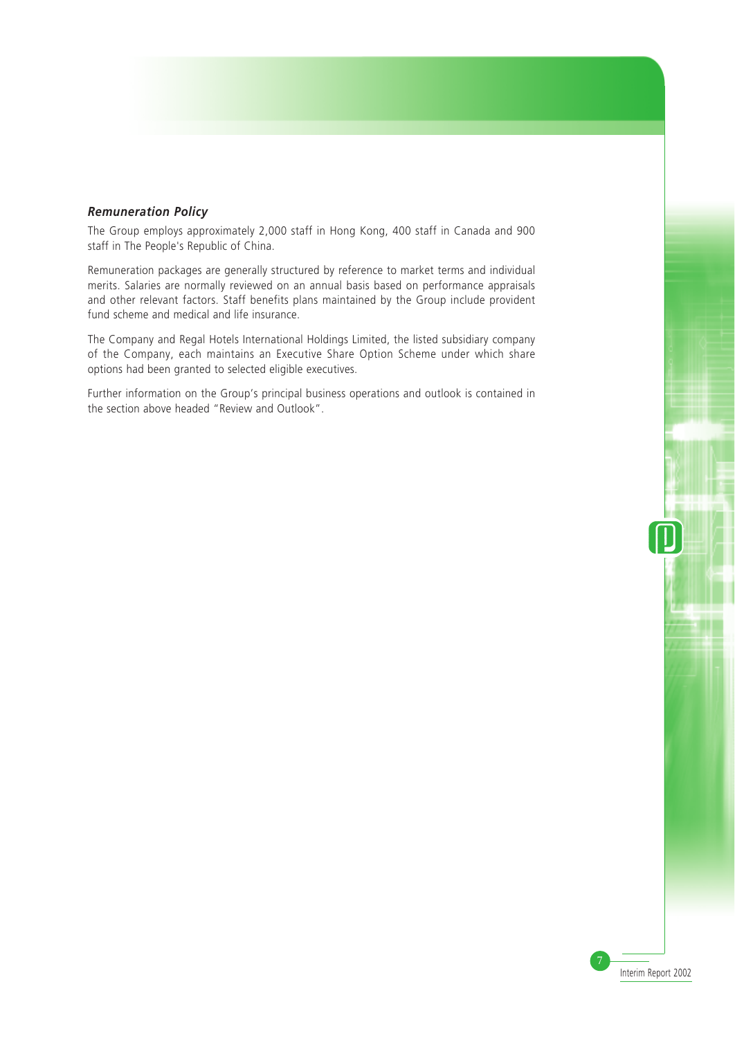### *Remuneration Policy*

The Group employs approximately 2,000 staff in Hong Kong, 400 staff in Canada and 900 staff in The People's Republic of China.

Remuneration packages are generally structured by reference to market terms and individual merits. Salaries are normally reviewed on an annual basis based on performance appraisals and other relevant factors. Staff benefits plans maintained by the Group include provident fund scheme and medical and life insurance.

The Company and Regal Hotels International Holdings Limited, the listed subsidiary company of the Company, each maintains an Executive Share Option Scheme under which share options had been granted to selected eligible executives.

Further information on the Group's principal business operations and outlook is contained in the section above headed "Review and Outlook".